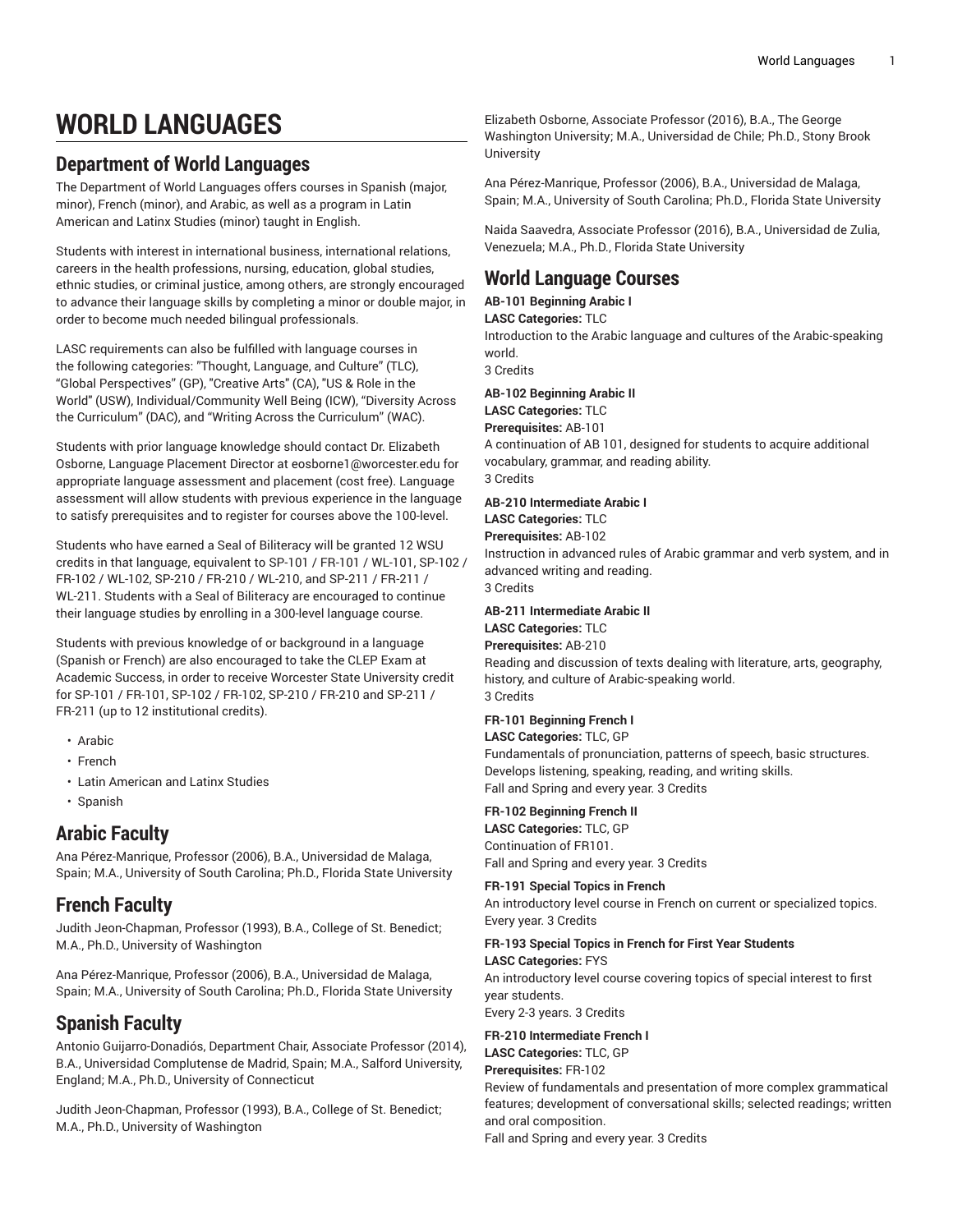# WORLD LANGUAGES

## Department of World Languages

The Department of World Languages offers courses in Spanish (major, minor), French (minor), and Arabic, as well as a program in Latin American and Latinx Studies (minor) taught in English.

Students with interest in international business, international relations, careers in the health professions, nursing, education, global studies, ethnic studies, or criminal justice, among others, are strongly encouraged to advance their language skills by completing a minor or double major, in order to become much needed bilingual professionals.

LASC requirements can also be fulfilled with language courses in the following categories: "Thought, Language, and Culture" (TLC), "Global Perspectives" (GP), "Creative Arts" (CA), "US & Role in the World" (USW), Individual/Community Well Being (ICW), "Diversity Across the Curriculum" (DAC), and "Writing Across the Curriculum" (WAC).

Students with prior language knowledge should contact Dr. Elizabeth Osborne, Language Placement Director at eosborne1@worcester.edu for appropriate language assessment and placement (cost free). Language assessment will allow students with previous experience in the language to satisfy prerequisites and to register for courses above the 100-level.

Students who have earned a Seal of Biliteracy will be granted 12 WSU credits in that language, equivalent to SP-101 / FR-101 / WL-101, SP-102 / FR-102 / WL-102, SP-210 / FR-210 / WL-210, and SP-211 / FR-211 / WL-211. Students with a Seal of Biliteracy are encouraged to continue their language studies by enrolling in a 300-level language course.

Students with previous knowledge of or background in a language (Spanish or French) are also encouraged to take the CLEP Exam at Academic Success, in order to receive Worcester State University credit for SP-101 / FR-101, SP-102 / FR-102, SP-210 / FR-210 and SP-211 / FR-211 (up to 12 institutional credits).

- Arabic
- French
- Latin American and Latinx Studies
- Spanish

## Arabic Faculty

Ana Pérez-Manrique, Professor (2006), B.A., Universidad de Malaga, Spain; M.A., University of South Carolina; Ph.D., Florida State University

## French Faculty

Judith Jeon-Chapman, Professor (1993), B.A., College of St. Benedict; M.A., Ph.D., University of Washington

Ana Pérez-Manrique, Professor (2006), B.A., Universidad de Malaga, Spain; M.A., University of South Carolina; Ph.D., Florida State University

## Spanish Faculty

Antonio Guijarro-Donadiós, Department Chair, Associate Professor (2014), B.A., Universidad Complutense de Madrid, Spain; M.A., Salford University, England; M.A., Ph.D., University of Connecticut

Judith Jeon-Chapman, Professor (1993), B.A., College of St. Benedict; M.A., Ph.D., University of Washington

Elizabeth Osborne, Associate Professor (2016), B.A., The George Washington University; M.A., Universidad de Chile; Ph.D., Stony Brook University

Ana Pérez-Manrique, Professor (2006), B.A., Universidad de Malaga, Spain; M.A., University of South Carolina; Ph.D., Florida State University

Naida Saavedra, Associate Professor (2016), B.A., Universidad de Zulia, Venezuela; M.A., Ph.D., Florida State University

## World Language Courses

**AB-101 Beginning Arabic I**
**LASC Categories:** TLC
Introduction to the Arabic language and cultures of the Arabic-speaking world.
3 Credits

**AB-102 Beginning Arabic II**
**LASC Categories:** TLC
**Prerequisites:** AB-101
A continuation of AB 101, designed for students to acquire additional vocabulary, grammar, and reading ability.
3 Credits

**AB-210 Intermediate Arabic I**
**LASC Categories:** TLC
**Prerequisites:** AB-102
Instruction in advanced rules of Arabic grammar and verb system, and in advanced writing and reading.
3 Credits

**AB-211 Intermediate Arabic II**
**LASC Categories:** TLC
**Prerequisites:** AB-210
Reading and discussion of texts dealing with literature, arts, geography, history, and culture of Arabic-speaking world.
3 Credits

**FR-101 Beginning French I**
**LASC Categories:** TLC, GP
Fundamentals of pronunciation, patterns of speech, basic structures. Develops listening, speaking, reading, and writing skills.
Fall and Spring and every year. 3 Credits

**FR-102 Beginning French II**
**LASC Categories:** TLC, GP
Continuation of FR101.
Fall and Spring and every year. 3 Credits

**FR-191 Special Topics in French**
An introductory level course in French on current or specialized topics.
Every year. 3 Credits

**FR-193 Special Topics in French for First Year Students**
**LASC Categories:** FYS
An introductory level course covering topics of special interest to first year students.
Every 2-3 years. 3 Credits

**FR-210 Intermediate French I**
**LASC Categories:** TLC, GP
**Prerequisites:** FR-102
Review of fundamentals and presentation of more complex grammatical features; development of conversational skills; selected readings; written and oral composition.
Fall and Spring and every year. 3 Credits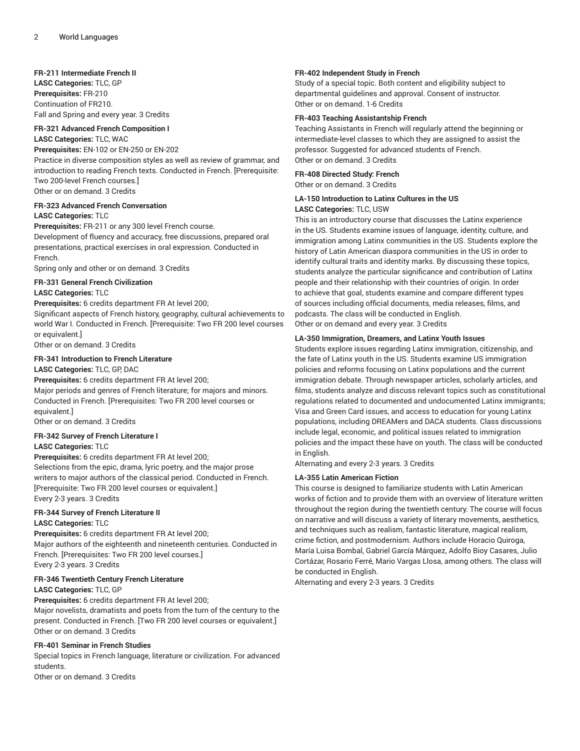#### FR-211 Intermediate French II

**LASC Categories:** TLC, GP
**Prerequisites:** FR-210
Continuation of FR210.
Fall and Spring and every year. 3 Credits

#### FR-321 Advanced French Composition I

**LASC Categories:** TLC, WAC
**Prerequisites:** EN-102 or EN-250 or EN-202
Practice in diverse composition styles as well as review of grammar, and introduction to reading French texts. Conducted in French. [Prerequisite: Two 200-level French courses.]
Other or on demand. 3 Credits

#### FR-323 Advanced French Conversation

**LASC Categories:** TLC
**Prerequisites:** FR-211 or any 300 level French course.
Development of fluency and accuracy, free discussions, prepared oral presentations, practical exercises in oral expression. Conducted in French.
Spring only and other or on demand. 3 Credits

#### FR-331 General French Civilization

**LASC Categories:** TLC
**Prerequisites:** 6 credits department FR At level 200;
Significant aspects of French history, geography, cultural achievements to world War I. Conducted in French. [Prerequisite: Two FR 200 level courses or equivalent.]
Other or on demand. 3 Credits

#### FR-341 Introduction to French Literature

**LASC Categories:** TLC, GP, DAC
**Prerequisites:** 6 credits department FR At level 200;
Major periods and genres of French literature; for majors and minors. Conducted in French. [Prerequisites: Two FR 200 level courses or equivalent.]
Other or on demand. 3 Credits

#### FR-342 Survey of French Literature I

**LASC Categories:** TLC
**Prerequisites:** 6 credits department FR At level 200;
Selections from the epic, drama, lyric poetry, and the major prose writers to major authors of the classical period. Conducted in French. [Prerequisite: Two FR 200 level courses or equivalent.]
Every 2-3 years. 3 Credits

#### FR-344 Survey of French Literature II

**LASC Categories:** TLC
**Prerequisites:** 6 credits department FR At level 200;
Major authors of the eighteenth and nineteenth centuries. Conducted in French. [Prerequisites: Two FR 200 level courses.]
Every 2-3 years. 3 Credits

#### FR-346 Twentieth Century French Literature

**LASC Categories:** TLC, GP
**Prerequisites:** 6 credits department FR At level 200;
Major novelists, dramatists and poets from the turn of the century to the present. Conducted in French. [Two FR 200 level courses or equivalent.]
Other or on demand. 3 Credits

#### FR-401 Seminar in French Studies

Special topics in French language, literature or civilization. For advanced students.
Other or on demand. 3 Credits

#### FR-402 Independent Study in French

Study of a special topic. Both content and eligibility subject to departmental guidelines and approval. Consent of instructor.
Other or on demand. 1-6 Credits

#### FR-403 Teaching Assistantship French

Teaching Assistants in French will regularly attend the beginning or intermediate-level classes to which they are assigned to assist the professor. Suggested for advanced students of French.
Other or on demand. 3 Credits

#### FR-408 Directed Study: French

Other or on demand. 3 Credits

#### LA-150 Introduction to Latinx Cultures in the US

**LASC Categories:** TLC, USW
This is an introductory course that discusses the Latinx experience in the US. Students examine issues of language, identity, culture, and immigration among Latinx communities in the US. Students explore the history of Latin American diaspora communities in the US in order to identify cultural traits and identity marks. By discussing these topics, students analyze the particular significance and contribution of Latinx people and their relationship with their countries of origin. In order to achieve that goal, students examine and compare different types of sources including official documents, media releases, films, and podcasts. The class will be conducted in English.
Other or on demand and every year. 3 Credits

#### LA-350 Immigration, Dreamers, and Latinx Youth Issues

Students explore issues regarding Latinx immigration, citizenship, and the fate of Latinx youth in the US. Students examine US immigration policies and reforms focusing on Latinx populations and the current immigration debate. Through newspaper articles, scholarly articles, and films, students analyze and discuss relevant topics such as constitutional regulations related to documented and undocumented Latinx immigrants; Visa and Green Card issues, and access to education for young Latinx populations, including DREAMers and DACA students. Class discussions include legal, economic, and political issues related to immigration policies and the impact these have on youth. The class will be conducted in English.
Alternating and every 2-3 years. 3 Credits

#### LA-355 Latin American Fiction

This course is designed to familiarize students with Latin American works of fiction and to provide them with an overview of literature written throughout the region during the twentieth century. The course will focus on narrative and will discuss a variety of literary movements, aesthetics, and techniques such as realism, fantastic literature, magical realism, crime fiction, and postmodernism. Authors include Horacio Quiroga, María Luisa Bombal, Gabriel García Márquez, Adolfo Bioy Casares, Julio Cortázar, Rosario Ferré, Mario Vargas Llosa, among others. The class will be conducted in English.
Alternating and every 2-3 years. 3 Credits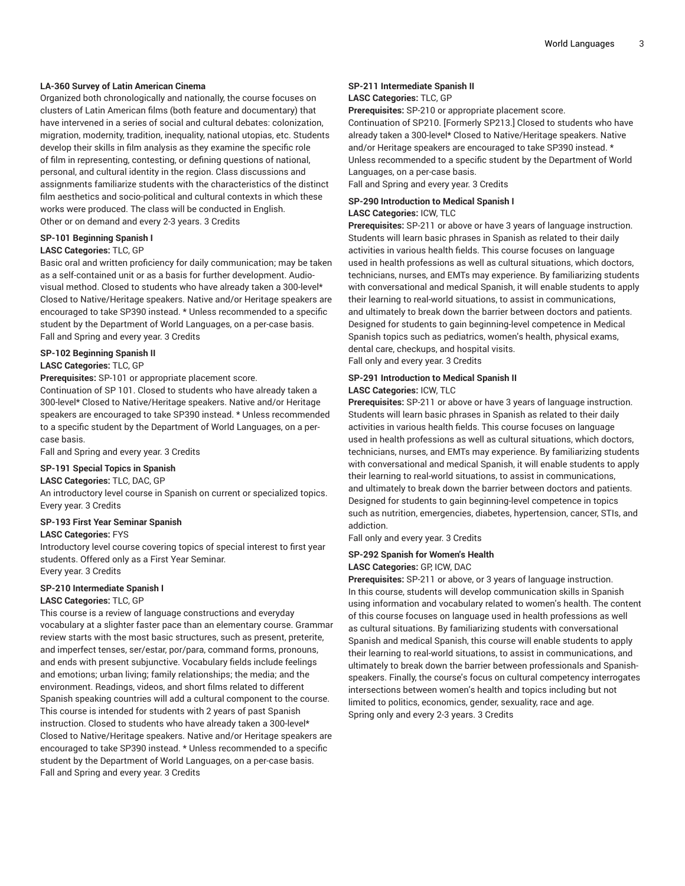**LA-360 Survey of Latin American Cinema**

Organized both chronologically and nationally, the course focuses on clusters of Latin American films (both feature and documentary) that have intervened in a series of social and cultural debates: colonization, migration, modernity, tradition, inequality, national utopias, etc. Students develop their skills in film analysis as they examine the specific role of film in representing, contesting, or defining questions of national, personal, and cultural identity in the region. Class discussions and assignments familiarize students with the characteristics of the distinct film aesthetics and socio-political and cultural contexts in which these works were produced. The class will be conducted in English.
Other or on demand and every 2-3 years. 3 Credits

**SP-101 Beginning Spanish I**

**LASC Categories:** TLC, GP

Basic oral and written proficiency for daily communication; may be taken as a self-contained unit or as a basis for further development. Audio-visual method. Closed to students who have already taken a 300-level* Closed to Native/Heritage speakers. Native and/or Heritage speakers are encouraged to take SP390 instead. * Unless recommended to a specific student by the Department of World Languages, on a per-case basis.
Fall and Spring and every year. 3 Credits

**SP-102 Beginning Spanish II**

**LASC Categories:** TLC, GP

**Prerequisites:** SP-101 or appropriate placement score.

Continuation of SP 101. Closed to students who have already taken a 300-level* Closed to Native/Heritage speakers. Native and/or Heritage speakers are encouraged to take SP390 instead. * Unless recommended to a specific student by the Department of World Languages, on a per-case basis.

Fall and Spring and every year. 3 Credits

**SP-191 Special Topics in Spanish**

**LASC Categories:** TLC, DAC, GP

An introductory level course in Spanish on current or specialized topics.
Every year. 3 Credits

**SP-193 First Year Seminar Spanish**

**LASC Categories:** FYS

Introductory level course covering topics of special interest to first year students. Offered only as a First Year Seminar.
Every year. 3 Credits

**SP-210 Intermediate Spanish I**

**LASC Categories:** TLC, GP

This course is a review of language constructions and everyday vocabulary at a slighter faster pace than an elementary course. Grammar review starts with the most basic structures, such as present, preterite, and imperfect tenses, ser/estar, por/para, command forms, pronouns, and ends with present subjunctive. Vocabulary fields include feelings and emotions; urban living; family relationships; the media; and the environment. Readings, videos, and short films related to different Spanish speaking countries will add a cultural component to the course. This course is intended for students with 2 years of past Spanish instruction. Closed to students who have already taken a 300-level* Closed to Native/Heritage speakers. Native and/or Heritage speakers are encouraged to take SP390 instead. * Unless recommended to a specific student by the Department of World Languages, on a per-case basis.
Fall and Spring and every year. 3 Credits

**SP-211 Intermediate Spanish II**

**LASC Categories:** TLC, GP

**Prerequisites:** SP-210 or appropriate placement score.

Continuation of SP210. [Formerly SP213.] Closed to students who have already taken a 300-level* Closed to Native/Heritage speakers. Native and/or Heritage speakers are encouraged to take SP390 instead. * Unless recommended to a specific student by the Department of World Languages, on a per-case basis.
Fall and Spring and every year. 3 Credits

**SP-290 Introduction to Medical Spanish I**

**LASC Categories:** ICW, TLC

**Prerequisites:** SP-211 or above or have 3 years of language instruction.

Students will learn basic phrases in Spanish as related to their daily activities in various health fields. This course focuses on language used in health professions as well as cultural situations, which doctors, technicians, nurses, and EMTs may experience. By familiarizing students with conversational and medical Spanish, it will enable students to apply their learning to real-world situations, to assist in communications, and ultimately to break down the barrier between doctors and patients. Designed for students to gain beginning-level competence in Medical Spanish topics such as pediatrics, women's health, physical exams, dental care, checkups, and hospital visits.
Fall only and every year. 3 Credits

**SP-291 Introduction to Medical Spanish II**

**LASC Categories:** ICW, TLC

**Prerequisites:** SP-211 or above or have 3 years of language instruction.

Students will learn basic phrases in Spanish as related to their daily activities in various health fields. This course focuses on language used in health professions as well as cultural situations, which doctors, technicians, nurses, and EMTs may experience. By familiarizing students with conversational and medical Spanish, it will enable students to apply their learning to real-world situations, to assist in communications, and ultimately to break down the barrier between doctors and patients. Designed for students to gain beginning-level competence in topics such as nutrition, emergencies, diabetes, hypertension, cancer, STIs, and addiction.
Fall only and every year. 3 Credits

**SP-292 Spanish for Women's Health**

**LASC Categories:** GP, ICW, DAC

**Prerequisites:** SP-211 or above, or 3 years of language instruction.

In this course, students will develop communication skills in Spanish using information and vocabulary related to women's health. The content of this course focuses on language used in health professions as well as cultural situations. By familiarizing students with conversational Spanish and medical Spanish, this course will enable students to apply their learning to real-world situations, to assist in communications, and ultimately to break down the barrier between professionals and Spanish-speakers. Finally, the course's focus on cultural competency interrogates intersections between women's health and topics including but not limited to politics, economics, gender, sexuality, race and age.
Spring only and every 2-3 years. 3 Credits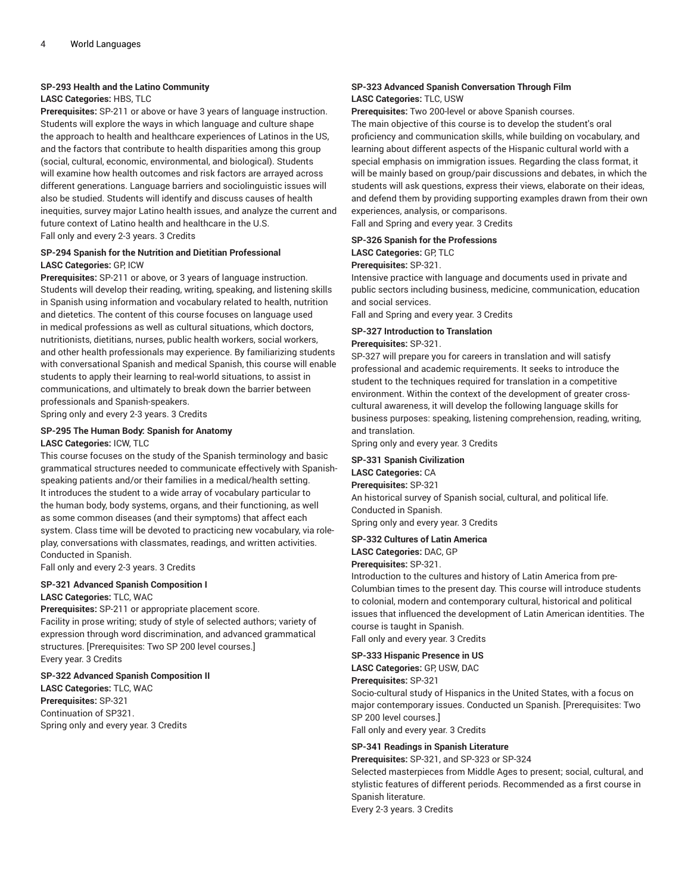**SP-293 Health and the Latino Community**
**LASC Categories:** HBS, TLC
**Prerequisites:** SP-211 or above or have 3 years of language instruction.
Students will explore the ways in which language and culture shape the approach to health and healthcare experiences of Latinos in the US, and the factors that contribute to health disparities among this group (social, cultural, economic, environmental, and biological). Students will examine how health outcomes and risk factors are arrayed across different generations. Language barriers and sociolinguistic issues will also be studied. Students will identify and discuss causes of health inequities, survey major Latino health issues, and analyze the current and future context of Latino health and healthcare in the U.S.
Fall only and every 2-3 years. 3 Credits

**SP-294 Spanish for the Nutrition and Dietitian Professional**
**LASC Categories:** GP, ICW
**Prerequisites:** SP-211 or above, or 3 years of language instruction.
Students will develop their reading, writing, speaking, and listening skills in Spanish using information and vocabulary related to health, nutrition and dietetics. The content of this course focuses on language used in medical professions as well as cultural situations, which doctors, nutritionists, dietitians, nurses, public health workers, social workers, and other health professionals may experience. By familiarizing students with conversational Spanish and medical Spanish, this course will enable students to apply their learning to real-world situations, to assist in communications, and ultimately to break down the barrier between professionals and Spanish-speakers.
Spring only and every 2-3 years. 3 Credits

**SP-295 The Human Body: Spanish for Anatomy**
**LASC Categories:** ICW, TLC
This course focuses on the study of the Spanish terminology and basic grammatical structures needed to communicate effectively with Spanish-speaking patients and/or their families in a medical/health setting. It introduces the student to a wide array of vocabulary particular to the human body, body systems, organs, and their functioning, as well as some common diseases (and their symptoms) that affect each system. Class time will be devoted to practicing new vocabulary, via role-play, conversations with classmates, readings, and written activities. Conducted in Spanish.
Fall only and every 2-3 years. 3 Credits

**SP-321 Advanced Spanish Composition I**
**LASC Categories:** TLC, WAC
**Prerequisites:** SP-211 or appropriate placement score.
Facility in prose writing; study of style of selected authors; variety of expression through word discrimination, and advanced grammatical structures. [Prerequisites: Two SP 200 level courses.]
Every year. 3 Credits

**SP-322 Advanced Spanish Composition II**
**LASC Categories:** TLC, WAC
**Prerequisites:** SP-321
Continuation of SP321.
Spring only and every year. 3 Credits

**SP-323 Advanced Spanish Conversation Through Film**
**LASC Categories:** TLC, USW
**Prerequisites:** Two 200-level or above Spanish courses.
The main objective of this course is to develop the student's oral proficiency and communication skills, while building on vocabulary, and learning about different aspects of the Hispanic cultural world with a special emphasis on immigration issues. Regarding the class format, it will be mainly based on group/pair discussions and debates, in which the students will ask questions, express their views, elaborate on their ideas, and defend them by providing supporting examples drawn from their own experiences, analysis, or comparisons.
Fall and Spring and every year. 3 Credits

**SP-326 Spanish for the Professions**
**LASC Categories:** GP, TLC
**Prerequisites:** SP-321.
Intensive practice with language and documents used in private and public sectors including business, medicine, communication, education and social services.
Fall and Spring and every year. 3 Credits

**SP-327 Introduction to Translation**
**Prerequisites:** SP-321.
SP-327 will prepare you for careers in translation and will satisfy professional and academic requirements. It seeks to introduce the student to the techniques required for translation in a competitive environment. Within the context of the development of greater cross-cultural awareness, it will develop the following language skills for business purposes: speaking, listening comprehension, reading, writing, and translation.
Spring only and every year. 3 Credits

**SP-331 Spanish Civilization**
**LASC Categories:** CA
**Prerequisites:** SP-321
An historical survey of Spanish social, cultural, and political life. Conducted in Spanish.
Spring only and every year. 3 Credits

**SP-332 Cultures of Latin America**
**LASC Categories:** DAC, GP
**Prerequisites:** SP-321.
Introduction to the cultures and history of Latin America from pre-Columbian times to the present day. This course will introduce students to colonial, modern and contemporary cultural, historical and political issues that influenced the development of Latin American identities. The course is taught in Spanish.
Fall only and every year. 3 Credits

**SP-333 Hispanic Presence in US**
**LASC Categories:** GP, USW, DAC
**Prerequisites:** SP-321
Socio-cultural study of Hispanics in the United States, with a focus on major contemporary issues. Conducted un Spanish. [Prerequisites: Two SP 200 level courses.]
Fall only and every year. 3 Credits

**SP-341 Readings in Spanish Literature**
**Prerequisites:** SP-321, and SP-323 or SP-324
Selected masterpieces from Middle Ages to present; social, cultural, and stylistic features of different periods. Recommended as a first course in Spanish literature.
Every 2-3 years. 3 Credits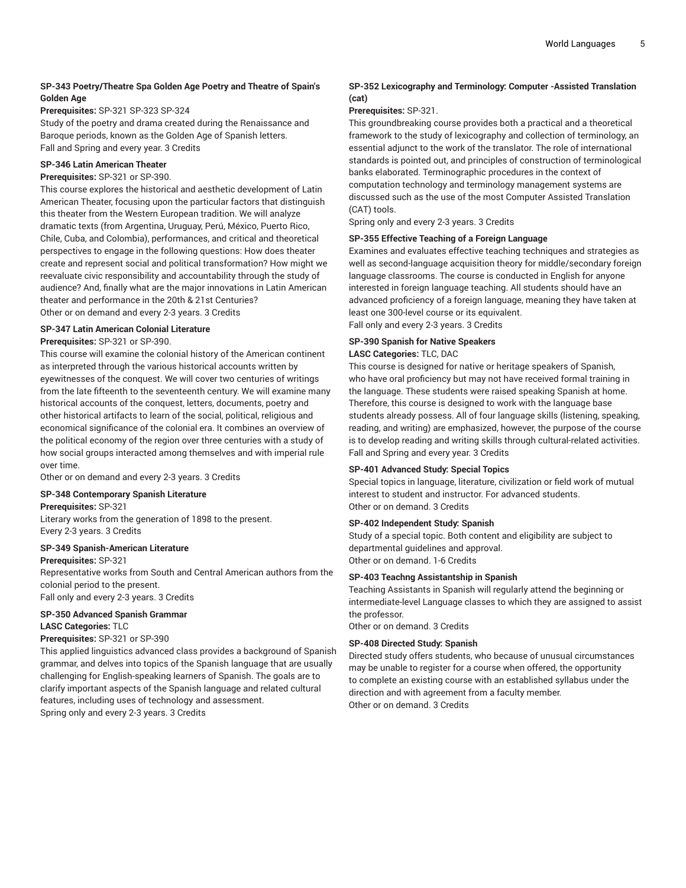**SP-343 Poetry/Theatre Spa Golden Age Poetry and Theatre of Spain's Golden Age**

**Prerequisites:** SP-321 SP-323 SP-324

Study of the poetry and drama created during the Renaissance and Baroque periods, known as the Golden Age of Spanish letters.
Fall and Spring and every year. 3 Credits

**SP-346 Latin American Theater**

**Prerequisites:** SP-321 or SP-390.

This course explores the historical and aesthetic development of Latin American Theater, focusing upon the particular factors that distinguish this theater from the Western European tradition. We will analyze dramatic texts (from Argentina, Uruguay, Perú, México, Puerto Rico, Chile, Cuba, and Colombia), performances, and critical and theoretical perspectives to engage in the following questions: How does theater create and represent social and political transformation? How might we reevaluate civic responsibility and accountability through the study of audience? And, finally what are the major innovations in Latin American theater and performance in the 20th & 21st Centuries?
Other or on demand and every 2-3 years. 3 Credits

**SP-347 Latin American Colonial Literature**

**Prerequisites:** SP-321 or SP-390.

This course will examine the colonial history of the American continent as interpreted through the various historical accounts written by eyewitnesses of the conquest. We will cover two centuries of writings from the late fifteenth to the seventeenth century. We will examine many historical accounts of the conquest, letters, documents, poetry and other historical artifacts to learn of the social, political, religious and economical significance of the colonial era. It combines an overview of the political economy of the region over three centuries with a study of how social groups interacted among themselves and with imperial rule over time.
Other or on demand and every 2-3 years. 3 Credits

**SP-348 Contemporary Spanish Literature**

**Prerequisites:** SP-321

Literary works from the generation of 1898 to the present.
Every 2-3 years. 3 Credits

**SP-349 Spanish-American Literature**

**Prerequisites:** SP-321

Representative works from South and Central American authors from the colonial period to the present.
Fall only and every 2-3 years. 3 Credits

**SP-350 Advanced Spanish Grammar**

**LASC Categories:** TLC

**Prerequisites:** SP-321 or SP-390

This applied linguistics advanced class provides a background of Spanish grammar, and delves into topics of the Spanish language that are usually challenging for English-speaking learners of Spanish. The goals are to clarify important aspects of the Spanish language and related cultural features, including uses of technology and assessment.
Spring only and every 2-3 years. 3 Credits

**SP-352 Lexicography and Terminology: Computer -Assisted Translation (cat)**

**Prerequisites:** SP-321.

This groundbreaking course provides both a practical and a theoretical framework to the study of lexicography and collection of terminology, an essential adjunct to the work of the translator. The role of international standards is pointed out, and principles of construction of terminological banks elaborated. Terminographic procedures in the context of computation technology and terminology management systems are discussed such as the use of the most Computer Assisted Translation (CAT) tools.
Spring only and every 2-3 years. 3 Credits

**SP-355 Effective Teaching of a Foreign Language**

Examines and evaluates effective teaching techniques and strategies as well as second-language acquisition theory for middle/secondary foreign language classrooms. The course is conducted in English for anyone interested in foreign language teaching. All students should have an advanced proficiency of a foreign language, meaning they have taken at least one 300-level course or its equivalent.
Fall only and every 2-3 years. 3 Credits

**SP-390 Spanish for Native Speakers**

**LASC Categories:** TLC, DAC

This course is designed for native or heritage speakers of Spanish, who have oral proficiency but may not have received formal training in the language. These students were raised speaking Spanish at home. Therefore, this course is designed to work with the language base students already possess. All of four language skills (listening, speaking, reading, and writing) are emphasized, however, the purpose of the course is to develop reading and writing skills through cultural-related activities.
Fall and Spring and every year. 3 Credits

**SP-401 Advanced Study: Special Topics**

Special topics in language, literature, civilization or field work of mutual interest to student and instructor. For advanced students.
Other or on demand. 3 Credits

**SP-402 Independent Study: Spanish**

Study of a special topic. Both content and eligibility are subject to departmental guidelines and approval.
Other or on demand. 1-6 Credits

**SP-403 Teachng Assistantship in Spanish**

Teaching Assistants in Spanish will regularly attend the beginning or intermediate-level Language classes to which they are assigned to assist the professor.
Other or on demand. 3 Credits

**SP-408 Directed Study: Spanish**

Directed study offers students, who because of unusual circumstances may be unable to register for a course when offered, the opportunity to complete an existing course with an established syllabus under the direction and with agreement from a faculty member.
Other or on demand. 3 Credits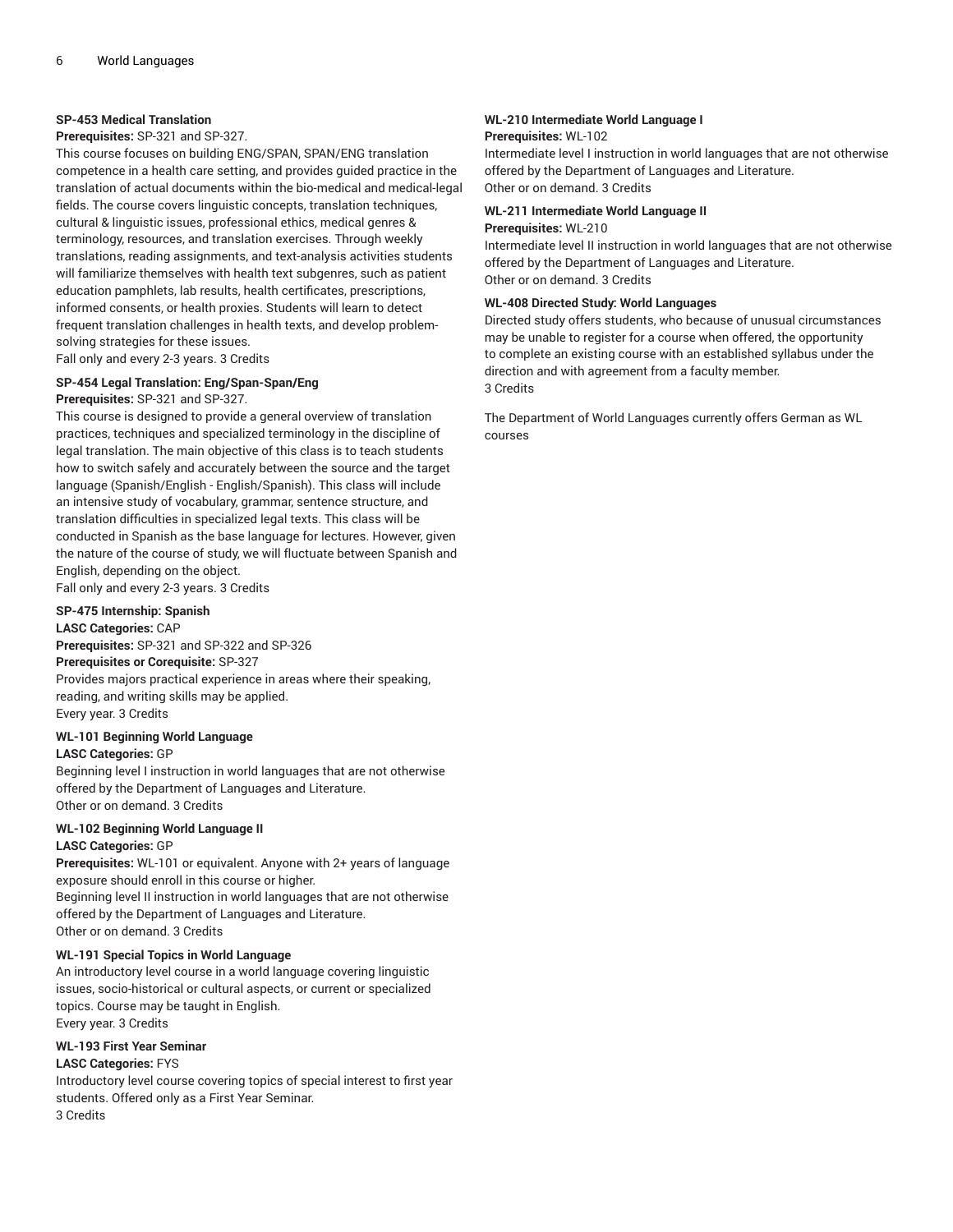**SP-453 Medical Translation**

**Prerequisites:** SP-321 and SP-327.

This course focuses on building ENG/SPAN, SPAN/ENG translation competence in a health care setting, and provides guided practice in the translation of actual documents within the bio-medical and medical-legal fields. The course covers linguistic concepts, translation techniques, cultural & linguistic issues, professional ethics, medical genres & terminology, resources, and translation exercises. Through weekly translations, reading assignments, and text-analysis activities students will familiarize themselves with health text subgenres, such as patient education pamphlets, lab results, health certificates, prescriptions, informed consents, or health proxies. Students will learn to detect frequent translation challenges in health texts, and develop problem-solving strategies for these issues.

Fall only and every 2-3 years. 3 Credits

**SP-454 Legal Translation: Eng/Span-Span/Eng**

**Prerequisites:** SP-321 and SP-327.

This course is designed to provide a general overview of translation practices, techniques and specialized terminology in the discipline of legal translation. The main objective of this class is to teach students how to switch safely and accurately between the source and the target language (Spanish/English - English/Spanish). This class will include an intensive study of vocabulary, grammar, sentence structure, and translation difficulties in specialized legal texts. This class will be conducted in Spanish as the base language for lectures. However, given the nature of the course of study, we will fluctuate between Spanish and English, depending on the object.

Fall only and every 2-3 years. 3 Credits

**SP-475 Internship: Spanish**

**LASC Categories:** CAP

**Prerequisites:** SP-321 and SP-322 and SP-326

**Prerequisites or Corequisite:** SP-327

Provides majors practical experience in areas where their speaking, reading, and writing skills may be applied.

Every year. 3 Credits

**WL-101 Beginning World Language**

**LASC Categories:** GP

Beginning level I instruction in world languages that are not otherwise offered by the Department of Languages and Literature.

Other or on demand. 3 Credits

**WL-102 Beginning World Language II**

**LASC Categories:** GP

**Prerequisites:** WL-101 or equivalent. Anyone with 2+ years of language exposure should enroll in this course or higher.

Beginning level II instruction in world languages that are not otherwise offered by the Department of Languages and Literature.

Other or on demand. 3 Credits

**WL-191 Special Topics in World Language**

An introductory level course in a world language covering linguistic issues, socio-historical or cultural aspects, or current or specialized topics. Course may be taught in English.

Every year. 3 Credits

**WL-193 First Year Seminar**

**LASC Categories:** FYS

Introductory level course covering topics of special interest to first year students. Offered only as a First Year Seminar.

3 Credits

**WL-210 Intermediate World Language I**

**Prerequisites:** WL-102

Intermediate level I instruction in world languages that are not otherwise offered by the Department of Languages and Literature.

Other or on demand. 3 Credits

**WL-211 Intermediate World Language II**

**Prerequisites:** WL-210

Intermediate level II instruction in world languages that are not otherwise offered by the Department of Languages and Literature.

Other or on demand. 3 Credits

**WL-408 Directed Study: World Languages**

Directed study offers students, who because of unusual circumstances may be unable to register for a course when offered, the opportunity to complete an existing course with an established syllabus under the direction and with agreement from a faculty member.

3 Credits

The Department of World Languages currently offers German as WL courses